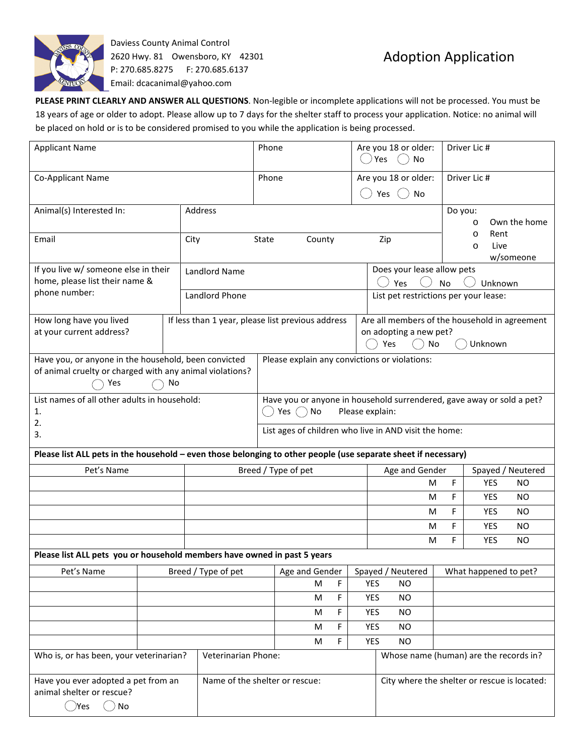Daviess County Animal Control
2620 Hwy. 81 Owensboro, KY 42301
P: 270.685.8275 F: 270.685.6137
Email: dcacanimal@yahoo.com

# Adoption Application

**PLEASE PRINT CLEARLY AND ANSWER ALL QUESTIONS**. Non-legible or incomplete applications will not be processed. You must be 18 years of age or older to adopt. Please allow up to 7 days for the shelter staff to process your application. Notice: no animal will be placed on hold or is to be considered promised to you while the application is being processed.

| Applicant Name | Phone | Are you 18 or older: ◯ Yes ◯ No | Driver Lic # |
|---|---|---|---|
| Co-Applicant Name | Phone | Are you 18 or older: ◯ Yes ◯ No | Driver Lic # |

| Animal(s) Interested In: | Address | Do you: o Own the home o Rent o Live w/someone |
|---|---|---|
| Email | City State County Zip | |

| If you live w/ someone else in their home, please list their name & phone number: | Landlord Name | Does your lease allow pets ◯ Yes ◯ No ◯ Unknown |
|---|---|---|
| | Landlord Phone | List pet restrictions per your lease: |

| How long have you lived at your current address? | If less than 1 year, please list previous address | Are all members of the household in agreement on adopting a new pet? ◯ Yes ◯ No ◯ Unknown |
|---|---|---|

| Have you, or anyone in the household, been convicted of animal cruelty or charged with any animal violations? ◯ Yes ◯ No | Please explain any convictions or violations: |
|---|---|
| List names of all other adults in household: 1. 2. 3. | Have you or anyone in household surrendered, gave away or sold a pet? ◯ Yes ◯ No Please explain: |
| | List ages of children who live in AND visit the home: |

**Please list ALL pets in the household – even those belonging to other people (use separate sheet if necessary)**

| Pet's Name | Breed / Type of pet | Age and Gender | Spayed / Neutered |
|---|---|---|---|
| | | M F | YES NO |
| | | M F | YES NO |
| | | M F | YES NO |
| | | M F | YES NO |
| | | M F | YES NO |

**Please list ALL pets you or household members have owned in past 5 years**

| Pet's Name | Breed / Type of pet | Age and Gender | Spayed / Neutered | What happened to pet? |
|---|---|---|---|---|
| | | M F | YES NO | |
| | | M F | YES NO | |
| | | M F | YES NO | |
| | | M F | YES NO | |
| | | M F | YES NO | |

| Who is, or has been, your veterinarian? | Veterinarian Phone: | Whose name (human) are the records in? |
|---|---|---|
| Have you ever adopted a pet from an animal shelter or rescue? ◯ Yes ◯ No | Name of the shelter or rescue: | City where the shelter or rescue is located: |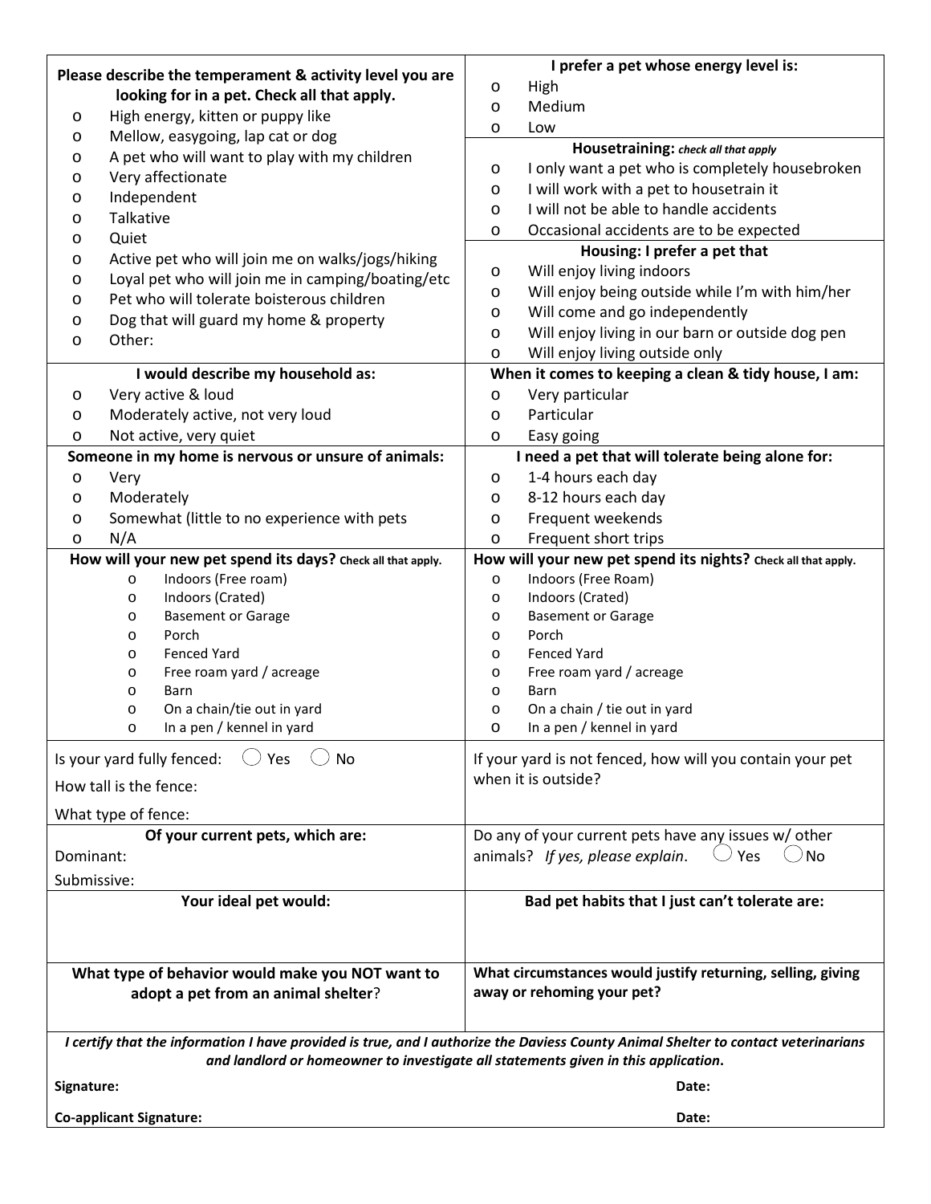**Please describe the temperament & activity level you are looking for in a pet. Check all that apply.**

- o High energy, kitten or puppy like
- o Mellow, easygoing, lap cat or dog
- o A pet who will want to play with my children
- o Very affectionate
- o Independent
- o Talkative
- o Quiet
- o Active pet who will join me on walks/jogs/hiking
- o Loyal pet who will join me in camping/boating/etc
- o Pet who will tolerate boisterous children
- o Dog that will guard my home & property
- o Other:

**I prefer a pet whose energy level is:**

- o High
- o Medium
- o Low

**Housetraining:** ***check all that apply***

- o I only want a pet who is completely housebroken
- o I will work with a pet to housetrain it
- o I will not be able to handle accidents
- o Occasional accidents are to be expected

**Housing: I prefer a pet that**

- o Will enjoy living indoors
- o Will enjoy being outside while I'm with him/her
- o Will come and go independently
- o Will enjoy living in our barn or outside dog pen
- o Will enjoy living outside only

**I would describe my household as:**

- o Very active & loud
- o Moderately active, not very loud
- o Not active, very quiet

**When it comes to keeping a clean & tidy house, I am:**

- o Very particular
- o Particular
- o Easy going

**Someone in my home is nervous or unsure of animals:**

- o Very
- o Moderately
- o Somewhat (little to no experience with pets
- o N/A

**I need a pet that will tolerate being alone for:**

- o 1-4 hours each day
- o 8-12 hours each day
- o Frequent weekends
- o Frequent short trips

**How will your new pet spend its days?** Check all that apply.

- o Indoors (Free roam)
- o Indoors (Crated)
- o Basement or Garage
- o Porch
- o Fenced Yard
- o Free roam yard / acreage
- o Barn
- o On a chain/tie out in yard
- o In a pen / kennel in yard

**How will your new pet spend its nights?** Check all that apply.

- o Indoors (Free Roam)
- o Indoors (Crated)
- o Basement or Garage
- o Porch
- o Fenced Yard
- o Free roam yard / acreage
- o Barn
- o On a chain / tie out in yard
- o In a pen / kennel in yard

Is your yard fully fenced: ◯ Yes ◯ No

How tall is the fence:

What type of fence:

If your yard is not fenced, how will you contain your pet when it is outside?

**Of your current pets, which are:**

Dominant:

Submissive:

Do any of your current pets have any issues w/ other animals? *If yes, please explain*. ◯ Yes ◯ No

**Your ideal pet would:**

**Bad pet habits that I just can't tolerate are:**

**What type of behavior would make you NOT want to adopt a pet from an animal shelter?**

**What circumstances would justify returning, selling, giving away or rehoming your pet?**

***I certify that the information I have provided is true, and I authorize the Daviess County Animal Shelter to contact veterinarians and landlord or homeowner to investigate all statements given in this application.***

**Signature:** **Date:**

**Co-applicant Signature:** **Date:**